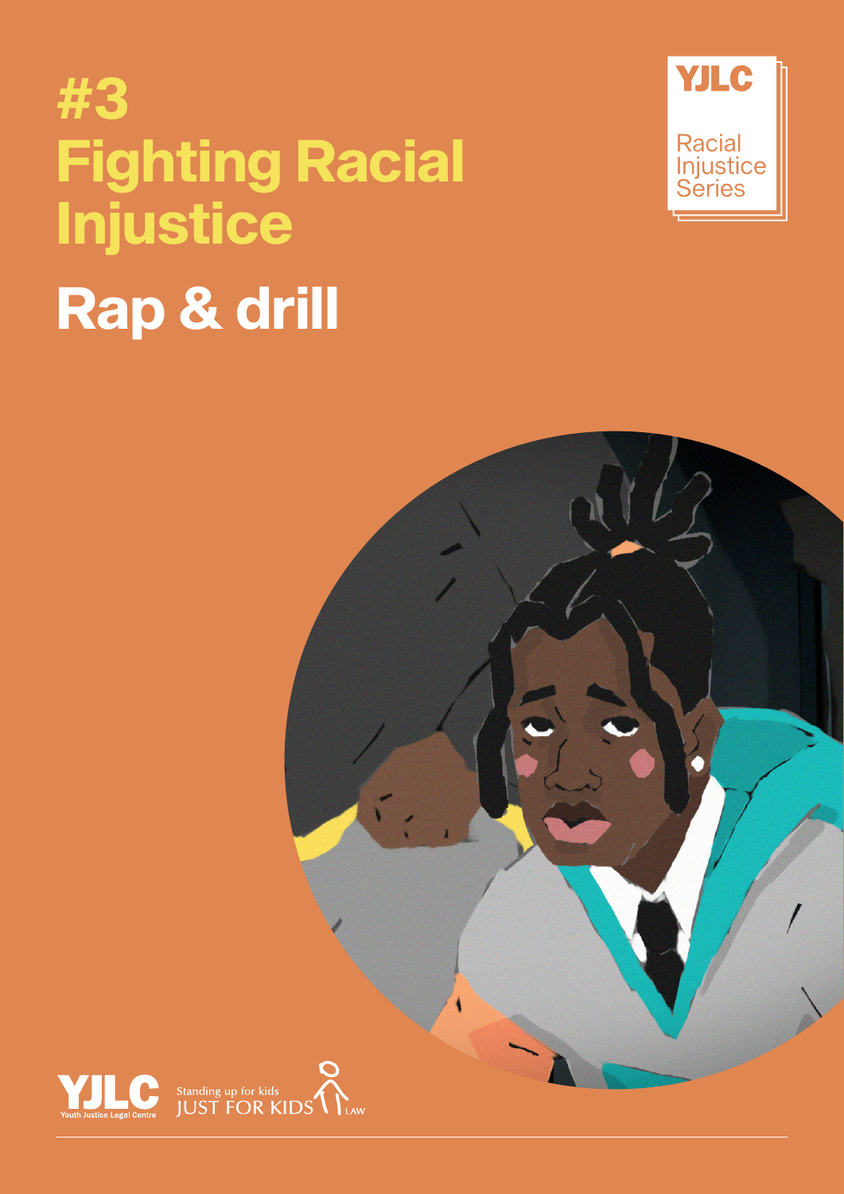# #3 Fighting Racial Injustice

# Rap & drill

YJLC Racial Injustice Series

YJLC Youth Justice Legal Centre

Standing up for kids JUST FOR KIDS LAW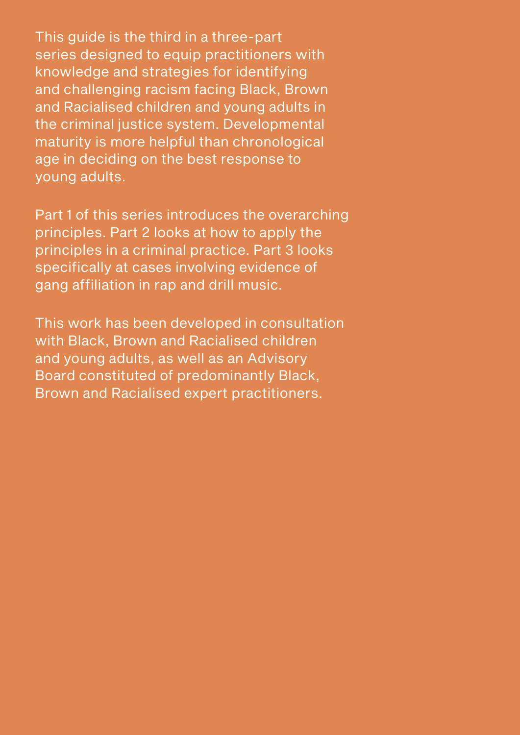This guide is the third in a three-part series designed to equip practitioners with knowledge and strategies for identifying and challenging racism facing Black, Brown and Racialised children and young adults in the criminal justice system. Developmental maturity is more helpful than chronological age in deciding on the best response to young adults.

Part 1 of this series introduces the overarching principles. Part 2 looks at how to apply the principles in a criminal practice. Part 3 looks specifically at cases involving evidence of gang affiliation in rap and drill music.

This work has been developed in consultation with Black, Brown and Racialised children and young adults, as well as an Advisory Board constituted of predominantly Black, Brown and Racialised expert practitioners.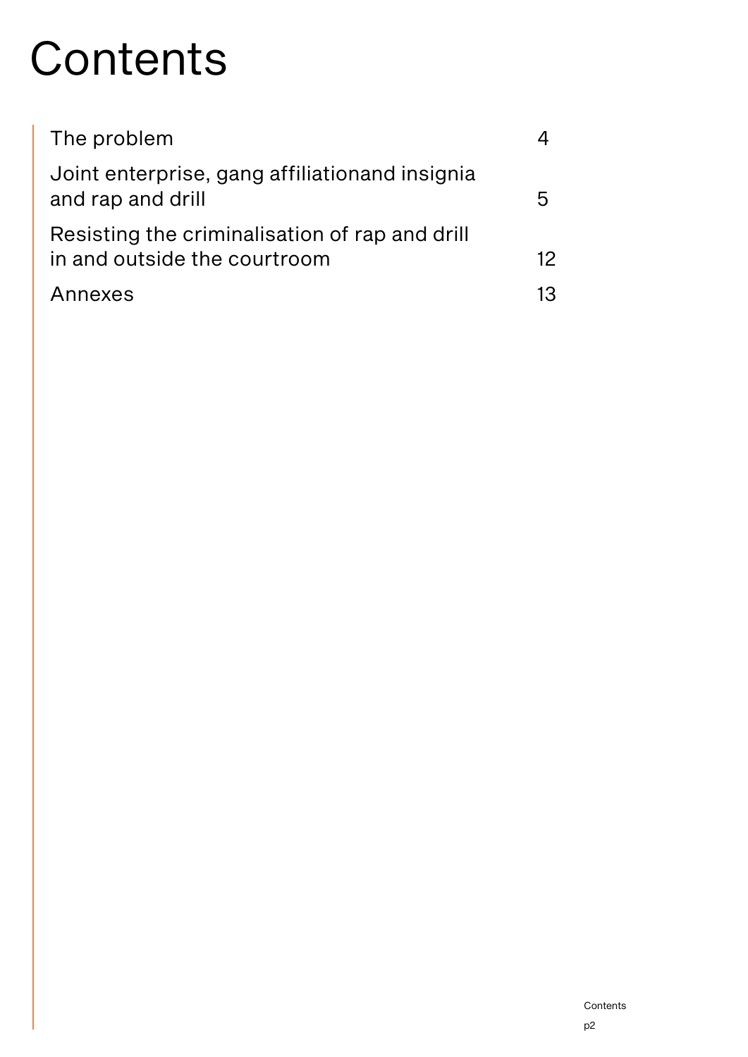# Contents

| | |
|---|---|
| The problem | 4 |
| Joint enterprise, gang affiliationand insignia and rap and drill | 5 |
| Resisting the criminalisation of rap and drill in and outside the courtroom | 12 |
| Annexes | 13 |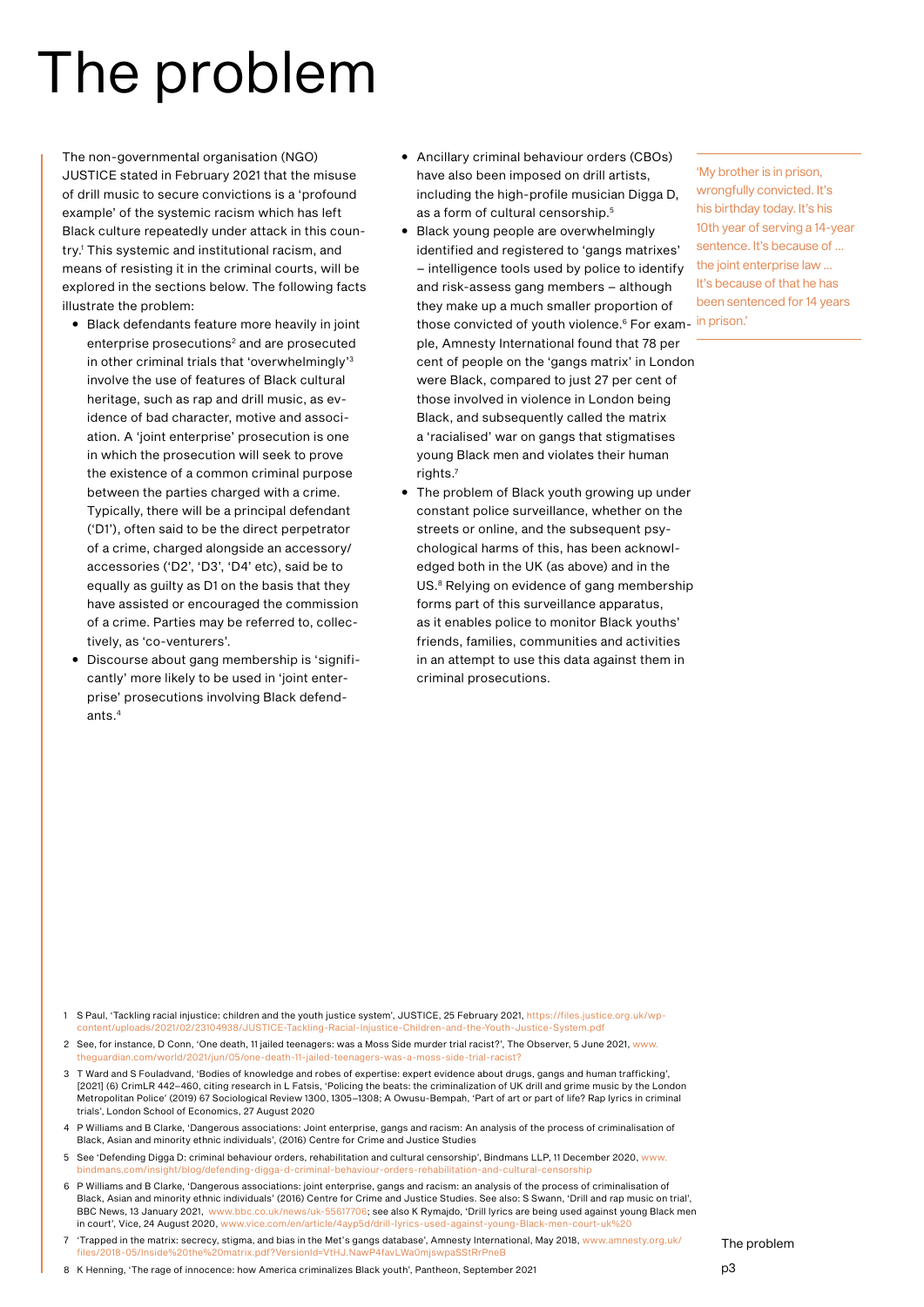# The problem

The non-governmental organisation (NGO) JUSTICE stated in February 2021 that the misuse of drill music to secure convictions is a 'profound example' of the systemic racism which has left Black culture repeatedly under attack in this country.[1] This systemic and institutional racism, and means of resisting it in the criminal courts, will be explored in the sections below. The following facts illustrate the problem:

- Black defendants feature more heavily in joint enterprise prosecutions[2] and are prosecuted in other criminal trials that 'overwhelmingly'[3] involve the use of features of Black cultural heritage, such as rap and drill music, as evidence of bad character, motive and association. A 'joint enterprise' prosecution is one in which the prosecution will seek to prove the existence of a common criminal purpose between the parties charged with a crime. Typically, there will be a principal defendant ('D1'), often said to be the direct perpetrator of a crime, charged alongside an accessory/accessories ('D2', 'D3', 'D4' etc), said be to equally as guilty as D1 on the basis that they have assisted or encouraged the commission of a crime. Parties may be referred to, collectively, as 'co-venturers'.
- Discourse about gang membership is 'significantly' more likely to be used in 'joint enterprise' prosecutions involving Black defendants.[4]
- Ancillary criminal behaviour orders (CBOs) have also been imposed on drill artists, including the high-profile musician Digga D, as a form of cultural censorship.[5]
- Black young people are overwhelmingly identified and registered to 'gangs matrixes' – intelligence tools used by police to identify and risk-assess gang members – although they make up a much smaller proportion of those convicted of youth violence.[6] For example, Amnesty International found that 78 per cent of people on the 'gangs matrix' in London were Black, compared to just 27 per cent of those involved in violence in London being Black, and subsequently called the matrix a 'racialised' war on gangs that stigmatises young Black men and violates their human rights.[7]
- The problem of Black youth growing up under constant police surveillance, whether on the streets or online, and the subsequent psychological harms of this, has been acknowledged both in the UK (as above) and in the US.[8] Relying on evidence of gang membership forms part of this surveillance apparatus, as it enables police to monitor Black youths' friends, families, communities and activities in an attempt to use this data against them in criminal prosecutions.

> 'My brother is in prison, wrongfully convicted. It's his birthday today. It's his 10th year of serving a 14-year sentence. It's because of … the joint enterprise law … It's because of that he has been sentenced for 14 years in prison.'

1 S Paul, 'Tackling racial injustice: children and the youth justice system', JUSTICE, 25 February 2021, https://files.justice.org.uk/wp-content/uploads/2021/02/23104938/JUSTICE-Tackling-Racial-Injustice-Children-and-the-Youth-Justice-System.pdf

2 See, for instance, D Conn, 'One death, 11 jailed teenagers: was a Moss Side murder trial racist?', The Observer, 5 June 2021, www.theguardian.com/world/2021/jun/05/one-death-11-jailed-teenagers-was-a-moss-side-trial-racist?

3 T Ward and S Fouladvand, 'Bodies of knowledge and robes of expertise: expert evidence about drugs, gangs and human trafficking', [2021] (6) CrimLR 442–460, citing research in L Fatsis, 'Policing the beats: the criminalization of UK drill and grime music by the London Metropolitan Police' (2019) 67 Sociological Review 1300, 1305–1308; A Owusu-Bempah, 'Part of art or part of life? Rap lyrics in criminal trials', London School of Economics, 27 August 2020

4 P Williams and B Clarke, 'Dangerous associations: Joint enterprise, gangs and racism: An analysis of the process of criminalisation of Black, Asian and minority ethnic individuals', (2016) Centre for Crime and Justice Studies

5 See 'Defending Digga D: criminal behaviour orders, rehabilitation and cultural censorship', Bindmans LLP, 11 December 2020, www.bindmans.com/insight/blog/defending-digga-d-criminal-behaviour-orders-rehabilitation-and-cultural-censorship

6 P Williams and B Clarke, 'Dangerous associations: joint enterprise, gangs and racism: an analysis of the process of criminalisation of Black, Asian and minority ethnic individuals' (2016) Centre for Crime and Justice Studies. See also: S Swann, 'Drill and rap music on trial', BBC News, 13 January 2021, www.bbc.co.uk/news/uk-55617706; see also K Rymajdo, 'Drill lyrics are being used against young Black men in court', Vice, 24 August 2020, www.vice.com/en/article/4ayp5d/drill-lyrics-used-against-young-Black-men-court-uk%20

7 'Trapped in the matrix: secrecy, stigma, and bias in the Met's gangs database', Amnesty International, May 2018, www.amnesty.org.uk/files/2018-05/Inside%20the%20matrix.pdf?VersionId=VtHJ.NawP4favLWa0mjswpaSStRrPneB

8 K Henning, 'The rage of innocence: how America criminalizes Black youth', Pantheon, September 2021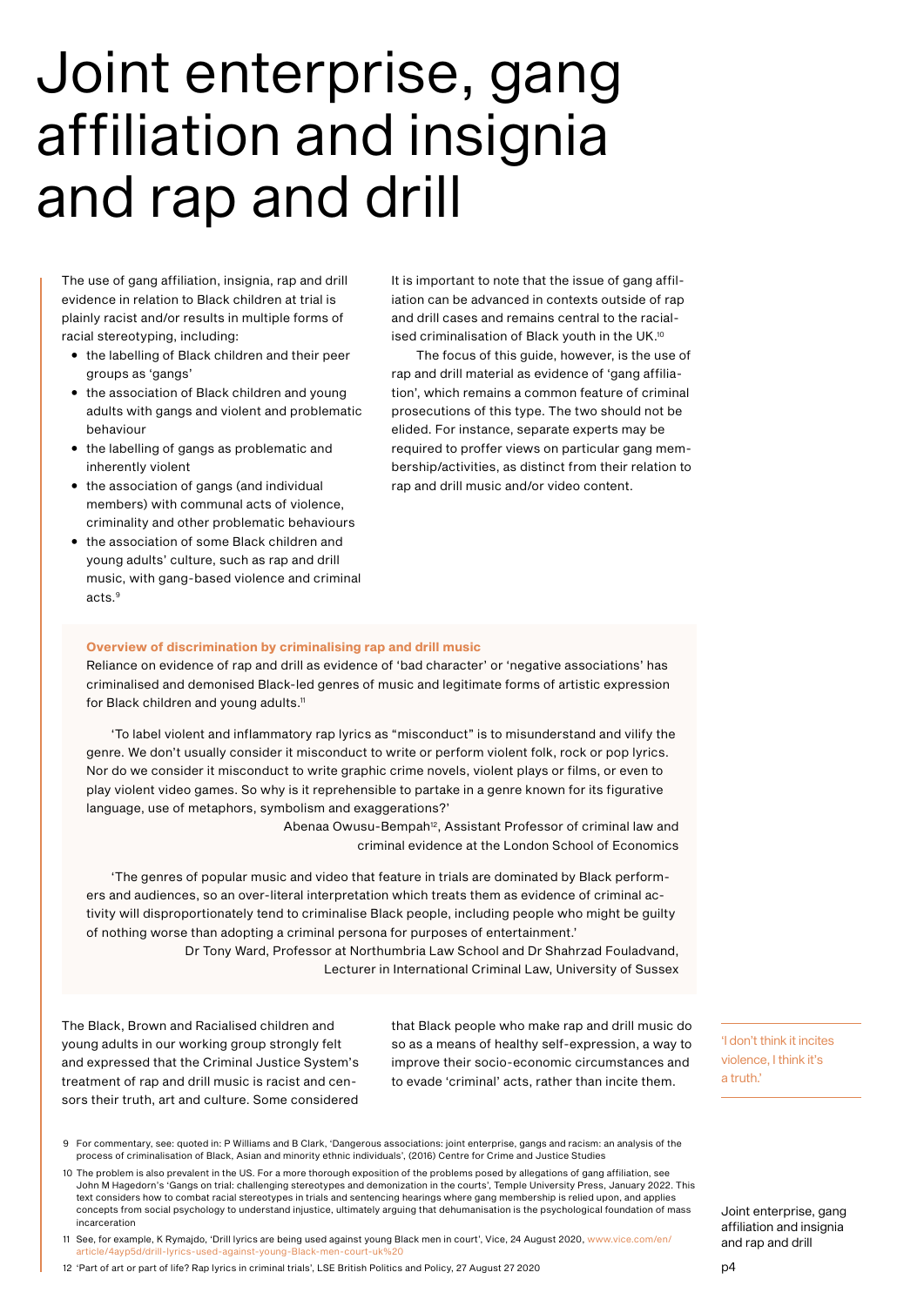# Joint enterprise, gang affiliation and insignia and rap and drill

The use of gang affiliation, insignia, rap and drill evidence in relation to Black children at trial is plainly racist and/or results in multiple forms of racial stereotyping, including:

- the labelling of Black children and their peer groups as 'gangs'
- the association of Black children and young adults with gangs and violent and problematic behaviour
- the labelling of gangs as problematic and inherently violent
- the association of gangs (and individual members) with communal acts of violence, criminality and other problematic behaviours
- the association of some Black children and young adults' culture, such as rap and drill music, with gang-based violence and criminal acts.[9]

It is important to note that the issue of gang affiliation can be advanced in contexts outside of rap and drill cases and remains central to the racialised criminalisation of Black youth in the UK.[10]

The focus of this guide, however, is the use of rap and drill material as evidence of 'gang affiliation', which remains a common feature of criminal prosecutions of this type. The two should not be elided. For instance, separate experts may be required to proffer views on particular gang membership/activities, as distinct from their relation to rap and drill music and/or video content.

**Overview of discrimination by criminalising rap and drill music**

Reliance on evidence of rap and drill as evidence of 'bad character' or 'negative associations' has criminalised and demonised Black-led genres of music and legitimate forms of artistic expression for Black children and young adults.[11]

'To label violent and inflammatory rap lyrics as "misconduct" is to misunderstand and vilify the genre. We don't usually consider it misconduct to write or perform violent folk, rock or pop lyrics. Nor do we consider it misconduct to write graphic crime novels, violent plays or films, or even to play violent video games. So why is it reprehensible to partake in a genre known for its figurative language, use of metaphors, symbolism and exaggerations?'

Abenaa Owusu-Bempah[12], Assistant Professor of criminal law and criminal evidence at the London School of Economics

'The genres of popular music and video that feature in trials are dominated by Black performers and audiences, so an over-literal interpretation which treats them as evidence of criminal activity will disproportionately tend to criminalise Black people, including people who might be guilty of nothing worse than adopting a criminal persona for purposes of entertainment.'

Dr Tony Ward, Professor at Northumbria Law School and Dr Shahrzad Fouladvand, Lecturer in International Criminal Law, University of Sussex

The Black, Brown and Racialised children and young adults in our working group strongly felt and expressed that the Criminal Justice System's treatment of rap and drill music is racist and censors their truth, art and culture. Some considered that Black people who make rap and drill music do so as a means of healthy self-expression, a way to improve their socio-economic circumstances and to evade 'criminal' acts, rather than incite them.

'I don't think it incites violence, I think it's a truth.'

9 For commentary, see: quoted in: P Williams and B Clark, 'Dangerous associations: joint enterprise, gangs and racism: an analysis of the process of criminalisation of Black, Asian and minority ethnic individuals', (2016) Centre for Crime and Justice Studies

10 The problem is also prevalent in the US. For a more thorough exposition of the problems posed by allegations of gang affiliation, see John M Hagedorn's 'Gangs on trial: challenging stereotypes and demonization in the courts', Temple University Press, January 2022. This text considers how to combat racial stereotypes in trials and sentencing hearings where gang membership is relied upon, and applies concepts from social psychology to understand injustice, ultimately arguing that dehumanisation is the psychological foundation of mass incarceration

11 See, for example, K Rymajdo, 'Drill lyrics are being used against young Black men in court', Vice, 24 August 2020, www.vice.com/en/article/4ayp5d/drill-lyrics-used-against-young-Black-men-court-uk%20

12 'Part of art or part of life? Rap lyrics in criminal trials', LSE British Politics and Policy, 27 August 27 2020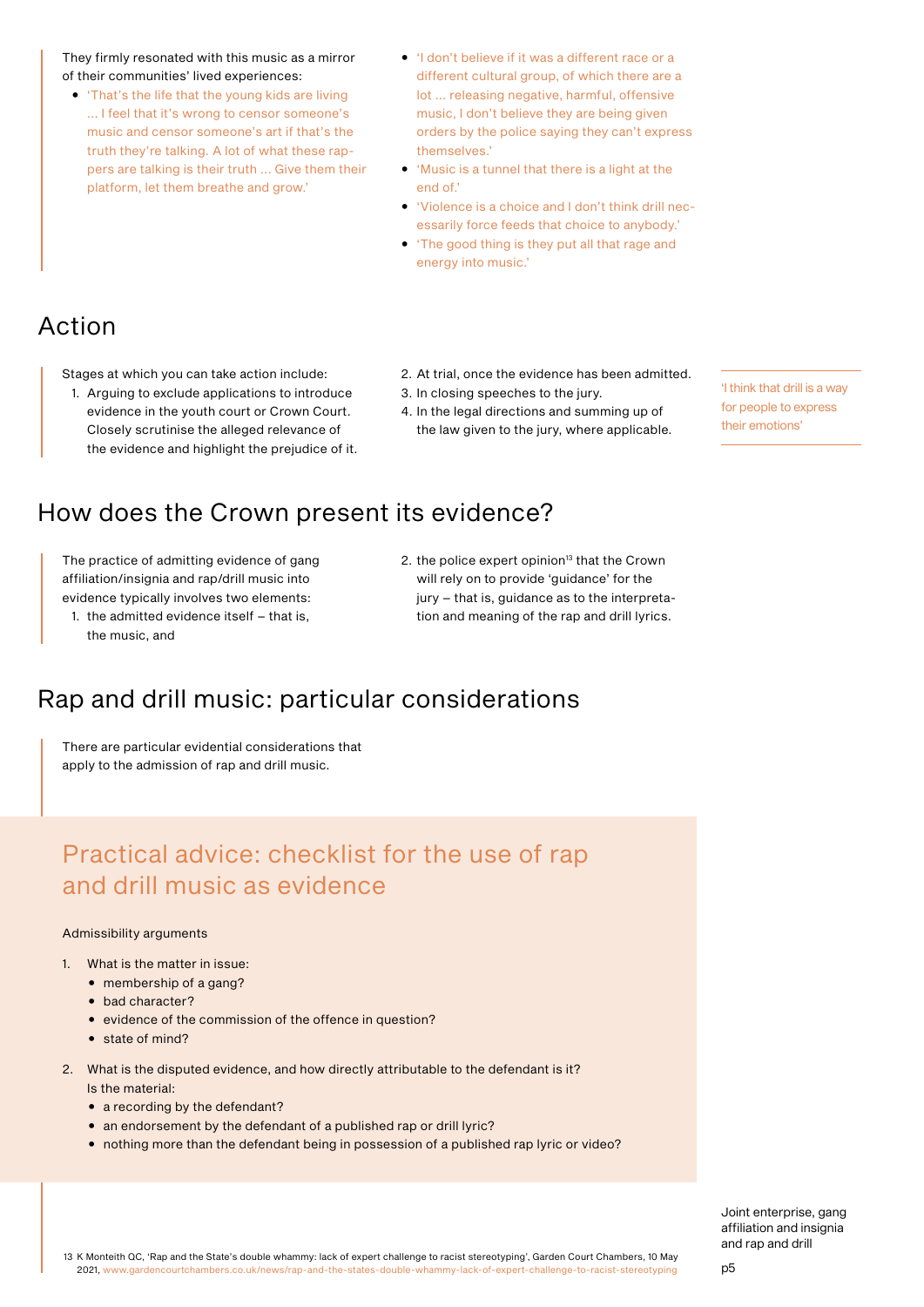They firmly resonated with this music as a mirror of their communities' lived experiences:

- 'That's the life that the young kids are living ... I feel that it's wrong to censor someone's music and censor someone's art if that's the truth they're talking. A lot of what these rappers are talking is their truth ... Give them their platform, let them breathe and grow.'
- 'I don't believe if it was a different race or a different cultural group, of which there are a lot ... releasing negative, harmful, offensive music, I don't believe they are being given orders by the police saying they can't express themselves.'
- 'Music is a tunnel that there is a light at the end of.'
- 'Violence is a choice and I don't think drill necessarily force feeds that choice to anybody.'
- 'The good thing is they put all that rage and energy into music.'

## Action

Stages at which you can take action include:

1. Arguing to exclude applications to introduce evidence in the youth court or Crown Court. Closely scrutinise the alleged relevance of the evidence and highlight the prejudice of it.
2. At trial, once the evidence has been admitted.
3. In closing speeches to the jury.
4. In the legal directions and summing up of the law given to the jury, where applicable.

'I think that drill is a way for people to express their emotions'

## How does the Crown present its evidence?

The practice of admitting evidence of gang affiliation/insignia and rap/drill music into evidence typically involves two elements:

1. the admitted evidence itself – that is, the music, and
2. the police expert opinion[13] that the Crown will rely on to provide 'guidance' for the jury – that is, guidance as to the interpretation and meaning of the rap and drill lyrics.

## Rap and drill music: particular considerations

There are particular evidential considerations that apply to the admission of rap and drill music.

## Practical advice: checklist for the use of rap and drill music as evidence

Admissibility arguments

1. What is the matter in issue:
   - membership of a gang?
   - bad character?
   - evidence of the commission of the offence in question?
   - state of mind?
2. What is the disputed evidence, and how directly attributable to the defendant is it? Is the material:
   - a recording by the defendant?
   - an endorsement by the defendant of a published rap or drill lyric?
   - nothing more than the defendant being in possession of a published rap lyric or video?

13 K Monteith QC, 'Rap and the State's double whammy: lack of expert challenge to racist stereotyping', Garden Court Chambers, 10 May 2021, www.gardencourtchambers.co.uk/news/rap-and-the-states-double-whammy-lack-of-expert-challenge-to-racist-stereotyping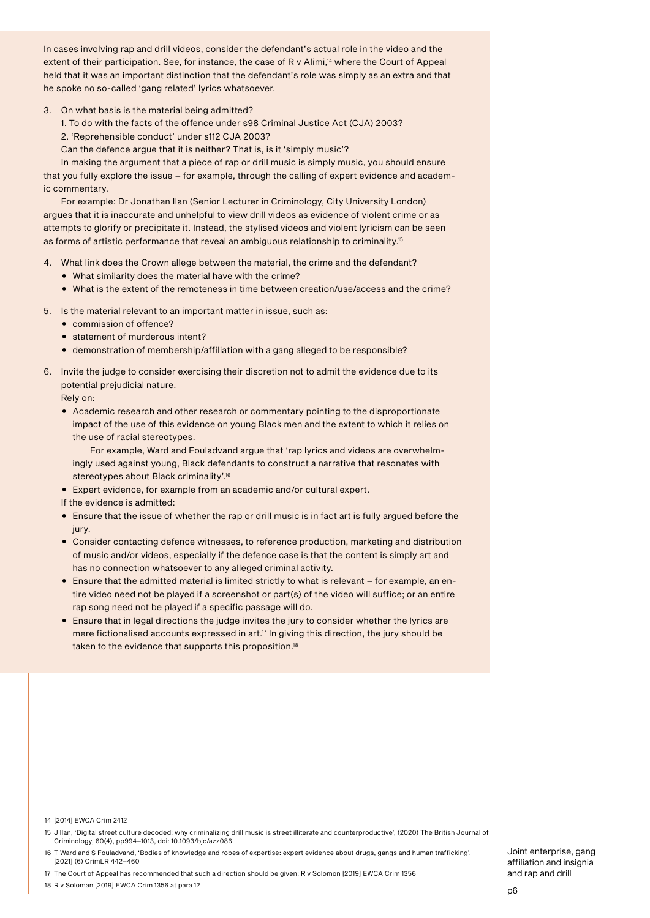In cases involving rap and drill videos, consider the defendant's actual role in the video and the extent of their participation. See, for instance, the case of R v Alimi,[14] where the Court of Appeal held that it was an important distinction that the defendant's role was simply as an extra and that he spoke no so-called 'gang related' lyrics whatsoever.

3. On what basis is the material being admitted?

   1. To do with the facts of the offence under s98 Criminal Justice Act (CJA) 2003?

   2. 'Reprehensible conduct' under s112 CJA 2003?

   Can the defence argue that it is neither? That is, is it 'simply music'?

   In making the argument that a piece of rap or drill music is simply music, you should ensure that you fully explore the issue – for example, through the calling of expert evidence and academic commentary.

   For example: Dr Jonathan Ilan (Senior Lecturer in Criminology, City University London) argues that it is inaccurate and unhelpful to view drill videos as evidence of violent crime or as attempts to glorify or precipitate it. Instead, the stylised videos and violent lyricism can be seen as forms of artistic performance that reveal an ambiguous relationship to criminality.[15]

4. What link does the Crown allege between the material, the crime and the defendant?
   - What similarity does the material have with the crime?
   - What is the extent of the remoteness in time between creation/use/access and the crime?

5. Is the material relevant to an important matter in issue, such as:
   - commission of offence?
   - statement of murderous intent?
   - demonstration of membership/affiliation with a gang alleged to be responsible?

6. Invite the judge to consider exercising their discretion not to admit the evidence due to its potential prejudicial nature.

   Rely on:
   - Academic research and other research or commentary pointing to the disproportionate impact of the use of this evidence on young Black men and the extent to which it relies on the use of racial stereotypes.

     For example, Ward and Fouladvand argue that 'rap lyrics and videos are overwhelmingly used against young, Black defendants to construct a narrative that resonates with stereotypes about Black criminality'.[16]
   - Expert evidence, for example from an academic and/or cultural expert.

   If the evidence is admitted:
   - Ensure that the issue of whether the rap or drill music is in fact art is fully argued before the jury.
   - Consider contacting defence witnesses, to reference production, marketing and distribution of music and/or videos, especially if the defence case is that the content is simply art and has no connection whatsoever to any alleged criminal activity.
   - Ensure that the admitted material is limited strictly to what is relevant – for example, an entire video need not be played if a screenshot or part(s) of the video will suffice; or an entire rap song need not be played if a specific passage will do.
   - Ensure that in legal directions the judge invites the jury to consider whether the lyrics are mere fictionalised accounts expressed in art.[17] In giving this direction, the jury should be taken to the evidence that supports this proposition.[18]

---

14 [2014] EWCA Crim 2412

15 J Ilan, 'Digital street culture decoded: why criminalizing drill music is street illiterate and counterproductive', (2020) The British Journal of Criminology, 60(4), pp994–1013, doi: 10.1093/bjc/azz086

16 T Ward and S Fouladvand, 'Bodies of knowledge and robes of expertise: expert evidence about drugs, gangs and human trafficking', [2021] (6) CrimLR 442–460

17 The Court of Appeal has recommended that such a direction should be given: R v Solomon [2019] EWCA Crim 1356

18 R v Soloman [2019] EWCA Crim 1356 at para 12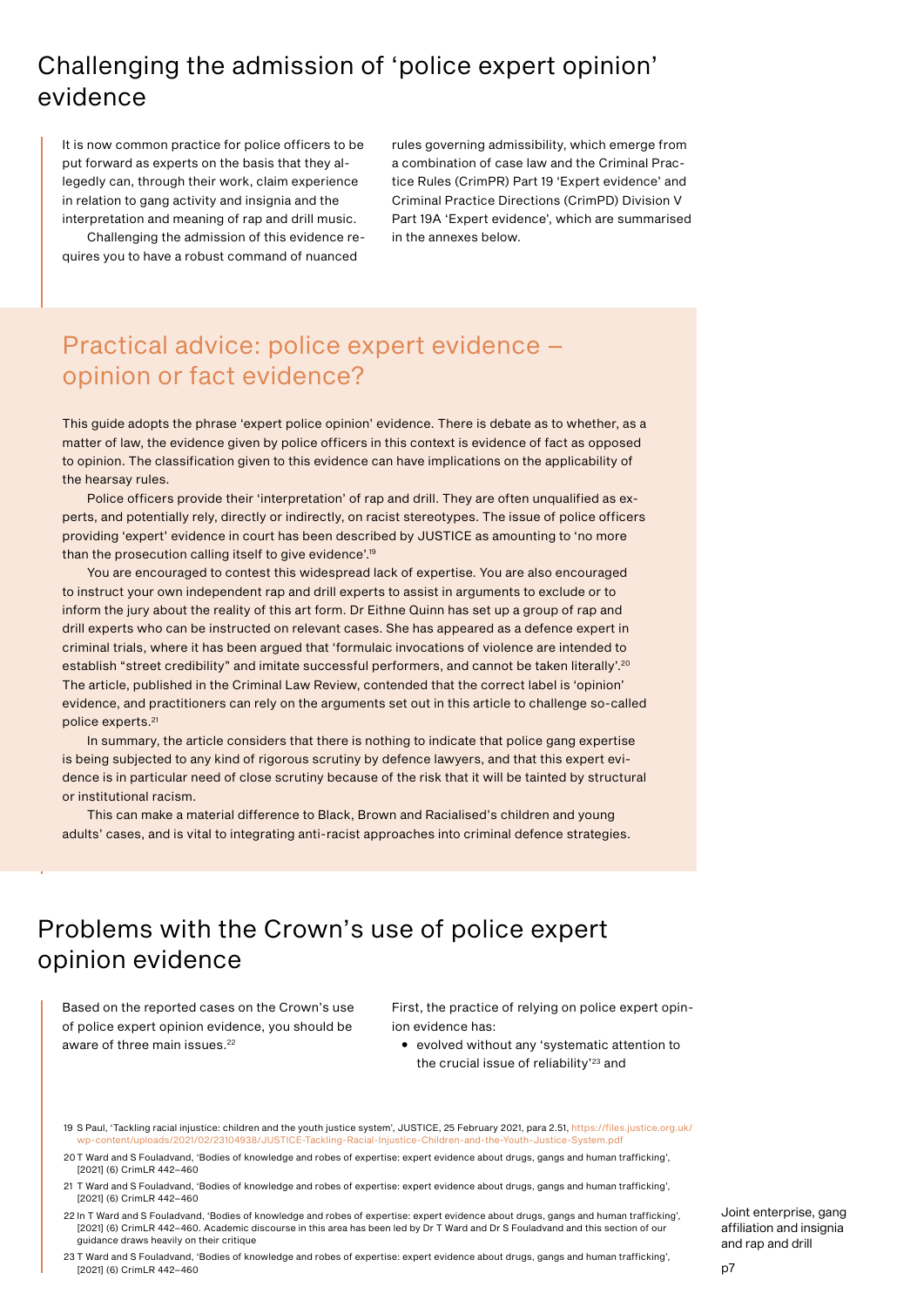## Challenging the admission of 'police expert opinion' evidence

It is now common practice for police officers to be put forward as experts on the basis that they allegedly can, through their work, claim experience in relation to gang activity and insignia and the interpretation and meaning of rap and drill music.

Challenging the admission of this evidence requires you to have a robust command of nuanced rules governing admissibility, which emerge from a combination of case law and the Criminal Practice Rules (CrimPR) Part 19 'Expert evidence' and Criminal Practice Directions (CrimPD) Division V Part 19A 'Expert evidence', which are summarised in the annexes below.

### Practical advice: police expert evidence – opinion or fact evidence?

This guide adopts the phrase 'expert police opinion' evidence. There is debate as to whether, as a matter of law, the evidence given by police officers in this context is evidence of fact as opposed to opinion. The classification given to this evidence can have implications on the applicability of the hearsay rules.

Police officers provide their 'interpretation' of rap and drill. They are often unqualified as experts, and potentially rely, directly or indirectly, on racist stereotypes. The issue of police officers providing 'expert' evidence in court has been described by JUSTICE as amounting to 'no more than the prosecution calling itself to give evidence'.[19]

You are encouraged to contest this widespread lack of expertise. You are also encouraged to instruct your own independent rap and drill experts to assist in arguments to exclude or to inform the jury about the reality of this art form. Dr Eithne Quinn has set up a group of rap and drill experts who can be instructed on relevant cases. She has appeared as a defence expert in criminal trials, where it has been argued that 'formulaic invocations of violence are intended to establish "street credibility" and imitate successful performers, and cannot be taken literally'.[20] The article, published in the Criminal Law Review, contended that the correct label is 'opinion' evidence, and practitioners can rely on the arguments set out in this article to challenge so-called police experts.[21]

In summary, the article considers that there is nothing to indicate that police gang expertise is being subjected to any kind of rigorous scrutiny by defence lawyers, and that this expert evidence is in particular need of close scrutiny because of the risk that it will be tainted by structural or institutional racism.

This can make a material difference to Black, Brown and Racialised's children and young adults' cases, and is vital to integrating anti-racist approaches into criminal defence strategies.

## Problems with the Crown's use of police expert opinion evidence

Based on the reported cases on the Crown's use of police expert opinion evidence, you should be aware of three main issues.[22]

First, the practice of relying on police expert opinion evidence has:

- evolved without any 'systematic attention to the crucial issue of reliability'[23] and

---

19 S Paul, 'Tackling racial injustice: children and the youth justice system', JUSTICE, 25 February 2021, para 2.51, https://files.justice.org.uk/wp-content/uploads/2021/02/23104938/JUSTICE-Tackling-Racial-Injustice-Children-and-the-Youth-Justice-System.pdf

20 T Ward and S Fouladvand, 'Bodies of knowledge and robes of expertise: expert evidence about drugs, gangs and human trafficking', [2021] (6) CrimLR 442–460

21 T Ward and S Fouladvand, 'Bodies of knowledge and robes of expertise: expert evidence about drugs, gangs and human trafficking', [2021] (6) CrimLR 442–460

22 In T Ward and S Fouladvand, 'Bodies of knowledge and robes of expertise: expert evidence about drugs, gangs and human trafficking', [2021] (6) CrimLR 442–460. Academic discourse in this area has been led by Dr T Ward and Dr S Fouladvand and this section of our guidance draws heavily on their critique

23 T Ward and S Fouladvand, 'Bodies of knowledge and robes of expertise: expert evidence about drugs, gangs and human trafficking', [2021] (6) CrimLR 442–460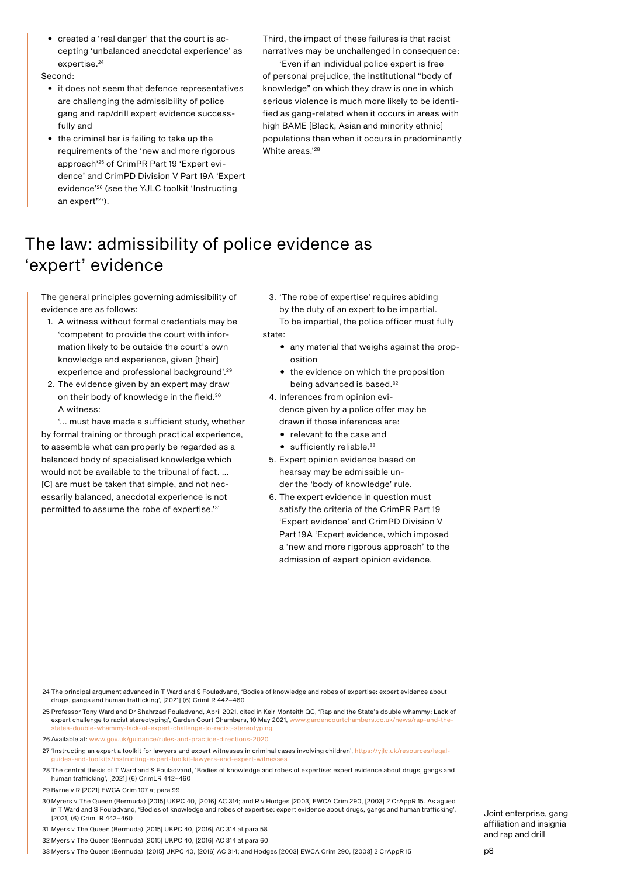- created a 'real danger' that the court is accepting 'unbalanced anecdotal experience' as expertise.[24]

Second:

- it does not seem that defence representatives are challenging the admissibility of police gang and rap/drill expert evidence successfully and
- the criminal bar is failing to take up the requirements of the 'new and more rigorous approach'[25] of CrimPR Part 19 'Expert evidence' and CrimPD Division V Part 19A 'Expert evidence'[26] (see the YJLC toolkit 'Instructing an expert'[27]).

Third, the impact of these failures is that racist narratives may be unchallenged in consequence:

'Even if an individual police expert is free of personal prejudice, the institutional "body of knowledge" on which they draw is one in which serious violence is much more likely to be identified as gang-related when it occurs in areas with high BAME [Black, Asian and minority ethnic] populations than when it occurs in predominantly White areas.'[28]

# The law: admissibility of police evidence as 'expert' evidence

The general principles governing admissibility of evidence are as follows:

1. A witness without formal credentials may be 'competent to provide the court with information likely to be outside the court's own knowledge and experience, given [their] experience and professional background'.[29]
2. The evidence given by an expert may draw on their body of knowledge in the field.[30] A witness:

   '... must have made a sufficient study, whether by formal training or through practical experience, to assemble what can properly be regarded as a balanced body of specialised knowledge which would not be available to the tribunal of fact. ... [C] are must be taken that simple, and not necessarily balanced, anecdotal experience is not permitted to assume the robe of expertise.'[31]
3. 'The robe of expertise' requires abiding by the duty of an expert to be impartial. To be impartial, the police officer must fully state:
   - any material that weighs against the proposition
   - the evidence on which the proposition being advanced is based.[32]
4. Inferences from opinion evidence given by a police offer may be drawn if those inferences are:
   - relevant to the case and
   - sufficiently reliable.[33]
5. Expert opinion evidence based on hearsay may be admissible under the 'body of knowledge' rule.
6. The expert evidence in question must satisfy the criteria of the CrimPR Part 19 'Expert evidence' and CrimPD Division V Part 19A 'Expert evidence, which imposed a 'new and more rigorous approach' to the admission of expert opinion evidence.

---

24 The principal argument advanced in T Ward and S Fouladvand, 'Bodies of knowledge and robes of expertise: expert evidence about drugs, gangs and human trafficking', [2021] (6) CrimLR 442–460

25 Professor Tony Ward and Dr Shahrzad Fouladvand, April 2021, cited in Keir Monteith QC, 'Rap and the State's double whammy: Lack of expert challenge to racist stereotyping', Garden Court Chambers, 10 May 2021, www.gardencourtchambers.co.uk/news/rap-and-the-states-double-whammy-lack-of-expert-challenge-to-racist-stereotyping

26 Available at: www.gov.uk/guidance/rules-and-practice-directions-2020

27 'Instructing an expert a toolkit for lawyers and expert witnesses in criminal cases involving children', https://yjlc.uk/resources/legal-guides-and-toolkits/instructing-expert-toolkit-lawyers-and-expert-witnesses

28 The central thesis of T Ward and S Fouladvand, 'Bodies of knowledge and robes of expertise: expert evidence about drugs, gangs and human trafficking', [2021] (6) CrimLR 442–460

29 Byrne v R [2021] EWCA Crim 107 at para 99

30 Myrers v The Queen (Bermuda) [2015] UKPC 40, [2016] AC 314; and R v Hodges [2003] EWCA Crim 290, [2003] 2 CrAppR 15. As agued in T Ward and S Fouladvand, 'Bodies of knowledge and robes of expertise: expert evidence about drugs, gangs and human trafficking', [2021] (6) CrimLR 442–460

31 Myers v The Queen (Bermuda) [2015] UKPC 40, [2016] AC 314 at para 58

32 Myers v The Queen (Bermuda) [2015] UKPC 40, [2016] AC 314 at para 60

33 Myers v The Queen (Bermuda) [2015] UKPC 40, [2016] AC 314; and Hodges [2003] EWCA Crim 290, [2003] 2 CrAppR 15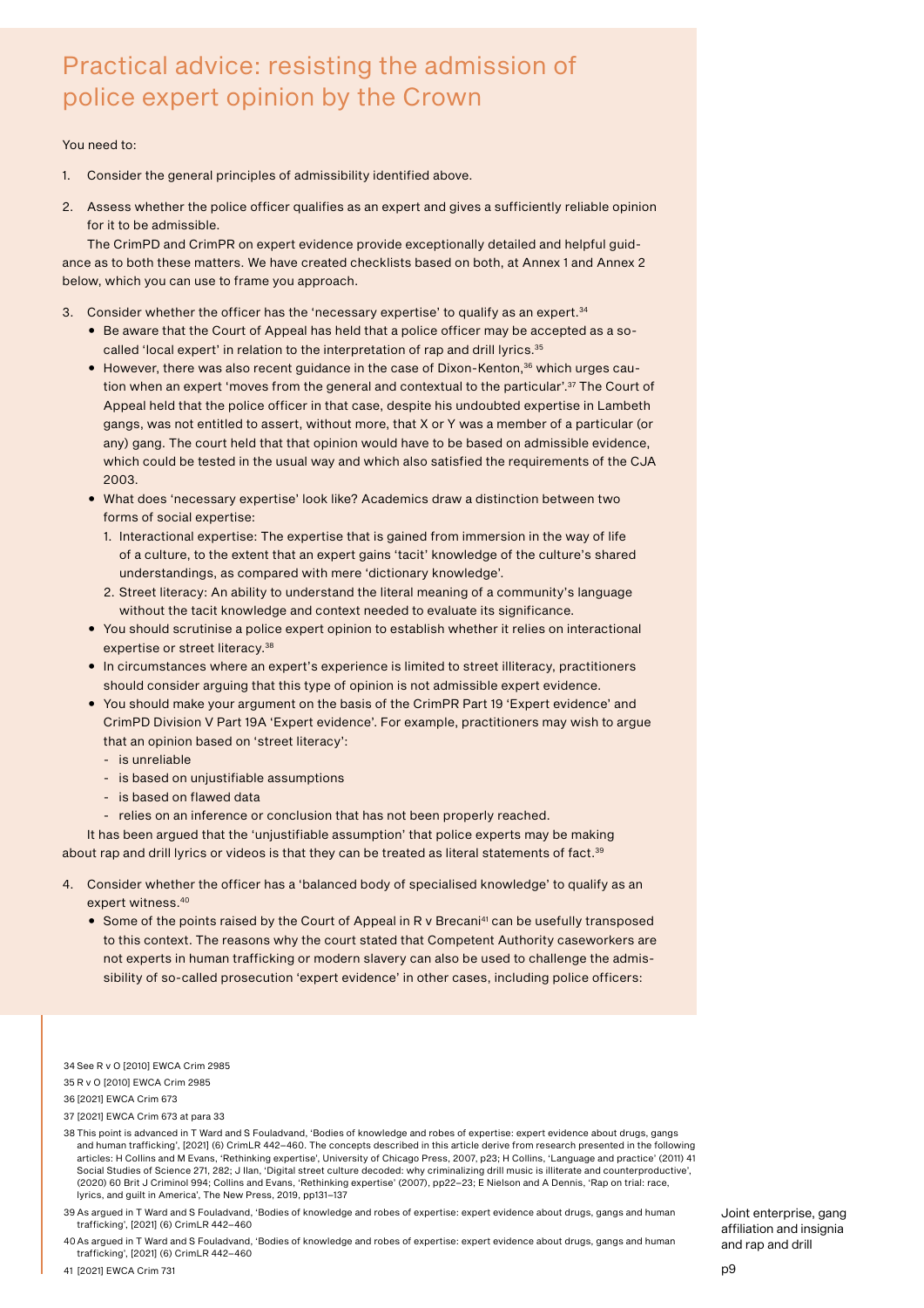## Practical advice: resisting the admission of police expert opinion by the Crown

You need to:

1. Consider the general principles of admissibility identified above.
2. Assess whether the police officer qualifies as an expert and gives a sufficiently reliable opinion for it to be admissible.

The CrimPD and CrimPR on expert evidence provide exceptionally detailed and helpful guidance as to both these matters. We have created checklists based on both, at Annex 1 and Annex 2 below, which you can use to frame you approach.

3. Consider whether the officer has the 'necessary expertise' to qualify as an expert.[34]
   - Be aware that the Court of Appeal has held that a police officer may be accepted as a so-called 'local expert' in relation to the interpretation of rap and drill lyrics.[35]
   - However, there was also recent guidance in the case of Dixon-Kenton,[36] which urges caution when an expert 'moves from the general and contextual to the particular'.[37] The Court of Appeal held that the police officer in that case, despite his undoubted expertise in Lambeth gangs, was not entitled to assert, without more, that X or Y was a member of a particular (or any) gang. The court held that that opinion would have to be based on admissible evidence, which could be tested in the usual way and which also satisfied the requirements of the CJA 2003.
   - What does 'necessary expertise' look like? Academics draw a distinction between two forms of social expertise:
     1. Interactional expertise: The expertise that is gained from immersion in the way of life of a culture, to the extent that an expert gains 'tacit' knowledge of the culture's shared understandings, as compared with mere 'dictionary knowledge'.
     2. Street literacy: An ability to understand the literal meaning of a community's language without the tacit knowledge and context needed to evaluate its significance.
   - You should scrutinise a police expert opinion to establish whether it relies on interactional expertise or street literacy.[38]
   - In circumstances where an expert's experience is limited to street illiteracy, practitioners should consider arguing that this type of opinion is not admissible expert evidence.
   - You should make your argument on the basis of the CrimPR Part 19 'Expert evidence' and CrimPD Division V Part 19A 'Expert evidence'. For example, practitioners may wish to argue that an opinion based on 'street literacy':
     - is unreliable
     - is based on unjustifiable assumptions
     - is based on flawed data
     - relies on an inference or conclusion that has not been properly reached.

   It has been argued that the 'unjustifiable assumption' that police experts may be making about rap and drill lyrics or videos is that they can be treated as literal statements of fact.[39]

4. Consider whether the officer has a 'balanced body of specialised knowledge' to qualify as an expert witness.[40]
   - Some of the points raised by the Court of Appeal in R v Brecani[41] can be usefully transposed to this context. The reasons why the court stated that Competent Authority caseworkers are not experts in human trafficking or modern slavery can also be used to challenge the admissibility of so-called prosecution 'expert evidence' in other cases, including police officers:

---

34 See R v O [2010] EWCA Crim 2985

35 R v O [2010] EWCA Crim 2985

36 [2021] EWCA Crim 673

37 [2021] EWCA Crim 673 at para 33

38 This point is advanced in T Ward and S Fouladvand, 'Bodies of knowledge and robes of expertise: expert evidence about drugs, gangs and human trafficking', [2021] (6) CrimLR 442–460. The concepts described in this article derive from research presented in the following articles: H Collins and M Evans, 'Rethinking expertise', University of Chicago Press, 2007, p23; H Collins, 'Language and practice' (2011) 41 Social Studies of Science 271, 282; J Ilan, 'Digital street culture decoded: why criminalizing drill music is illiterate and counterproductive', (2020) 60 Brit J Criminol 994; Collins and Evans, 'Rethinking expertise' (2007), pp22–23; E Nielson and A Dennis, 'Rap on trial: race, lyrics, and guilt in America', The New Press, 2019, pp131–137

39 As argued in T Ward and S Fouladvand, 'Bodies of knowledge and robes of expertise: expert evidence about drugs, gangs and human trafficking', [2021] (6) CrimLR 442–460

40 As argued in T Ward and S Fouladvand, 'Bodies of knowledge and robes of expertise: expert evidence about drugs, gangs and human trafficking', [2021] (6) CrimLR 442–460

41 [2021] EWCA Crim 731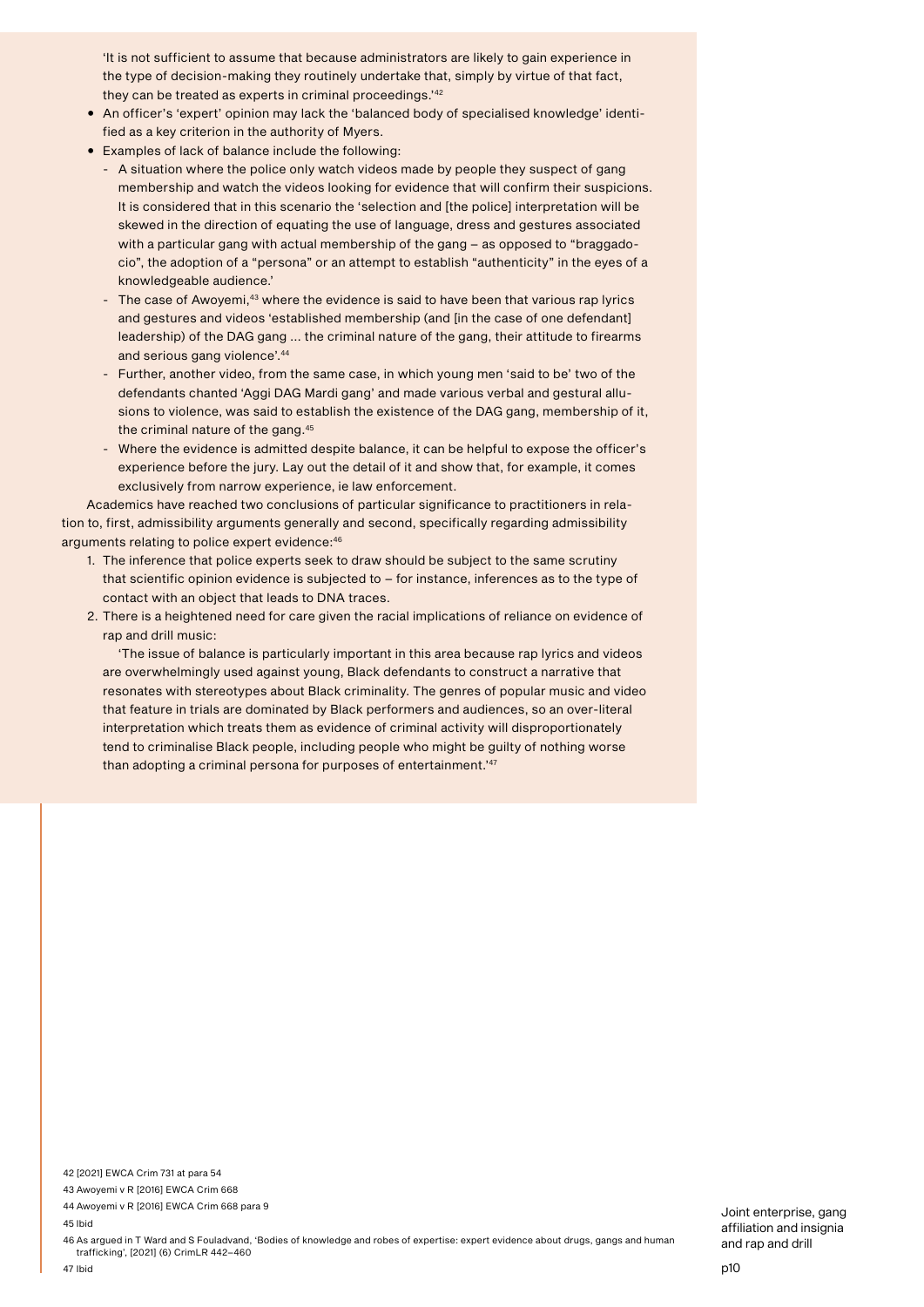'It is not sufficient to assume that because administrators are likely to gain experience in the type of decision-making they routinely undertake that, simply by virtue of that fact, they can be treated as experts in criminal proceedings.'[42]

- An officer's 'expert' opinion may lack the 'balanced body of specialised knowledge' identified as a key criterion in the authority of Myers.
- Examples of lack of balance include the following:
  - A situation where the police only watch videos made by people they suspect of gang membership and watch the videos looking for evidence that will confirm their suspicions. It is considered that in this scenario the 'selection and [the police] interpretation will be skewed in the direction of equating the use of language, dress and gestures associated with a particular gang with actual membership of the gang – as opposed to "braggadocio", the adoption of a "persona" or an attempt to establish "authenticity" in the eyes of a knowledgeable audience.'
  - The case of Awoyemi,[43] where the evidence is said to have been that various rap lyrics and gestures and videos 'established membership (and [in the case of one defendant] leadership) of the DAG gang ... the criminal nature of the gang, their attitude to firearms and serious gang violence'.[44]
  - Further, another video, from the same case, in which young men 'said to be' two of the defendants chanted 'Aggi DAG Mardi gang' and made various verbal and gestural allusions to violence, was said to establish the existence of the DAG gang, membership of it, the criminal nature of the gang.[45]
  - Where the evidence is admitted despite balance, it can be helpful to expose the officer's experience before the jury. Lay out the detail of it and show that, for example, it comes exclusively from narrow experience, ie law enforcement.

Academics have reached two conclusions of particular significance to practitioners in relation to, first, admissibility arguments generally and second, specifically regarding admissibility arguments relating to police expert evidence:[46]

1. The inference that police experts seek to draw should be subject to the same scrutiny that scientific opinion evidence is subjected to – for instance, inferences as to the type of contact with an object that leads to DNA traces.
2. There is a heightened need for care given the racial implications of reliance on evidence of rap and drill music:

   'The issue of balance is particularly important in this area because rap lyrics and videos are overwhelmingly used against young, Black defendants to construct a narrative that resonates with stereotypes about Black criminality. The genres of popular music and video that feature in trials are dominated by Black performers and audiences, so an over-literal interpretation which treats them as evidence of criminal activity will disproportionately tend to criminalise Black people, including people who might be guilty of nothing worse than adopting a criminal persona for purposes of entertainment.'[47]

---

42 [2021] EWCA Crim 731 at para 54

43 Awoyemi v R [2016] EWCA Crim 668

44 Awoyemi v R [2016] EWCA Crim 668 para 9

45 Ibid

46 As argued in T Ward and S Fouladvand, 'Bodies of knowledge and robes of expertise: expert evidence about drugs, gangs and human trafficking', [2021] (6) CrimLR 442–460

47 Ibid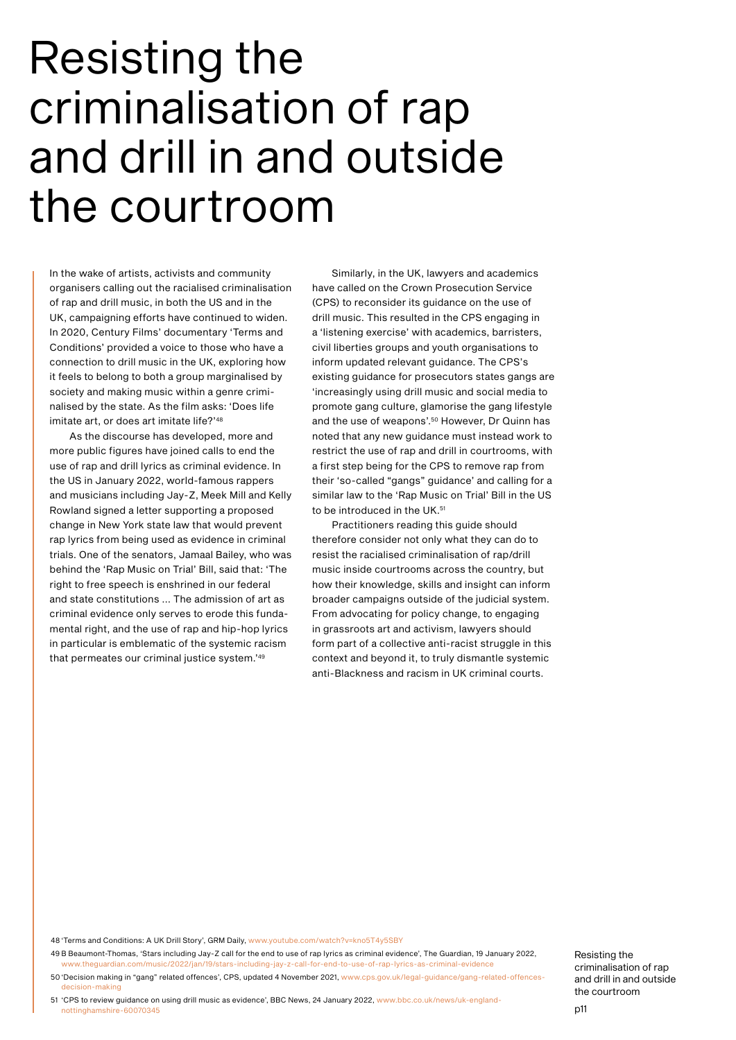# Resisting the criminalisation of rap and drill in and outside the courtroom

In the wake of artists, activists and community organisers calling out the racialised criminalisation of rap and drill music, in both the US and in the UK, campaigning efforts have continued to widen. In 2020, Century Films' documentary 'Terms and Conditions' provided a voice to those who have a connection to drill music in the UK, exploring how it feels to belong to both a group marginalised by society and making music within a genre criminalised by the state. As the film asks: 'Does life imitate art, or does art imitate life?'[48]

As the discourse has developed, more and more public figures have joined calls to end the use of rap and drill lyrics as criminal evidence. In the US in January 2022, world-famous rappers and musicians including Jay-Z, Meek Mill and Kelly Rowland signed a letter supporting a proposed change in New York state law that would prevent rap lyrics from being used as evidence in criminal trials. One of the senators, Jamaal Bailey, who was behind the 'Rap Music on Trial' Bill, said that: 'The right to free speech is enshrined in our federal and state constitutions ... The admission of art as criminal evidence only serves to erode this fundamental right, and the use of rap and hip-hop lyrics in particular is emblematic of the systemic racism that permeates our criminal justice system.'[49]

Similarly, in the UK, lawyers and academics have called on the Crown Prosecution Service (CPS) to reconsider its guidance on the use of drill music. This resulted in the CPS engaging in a 'listening exercise' with academics, barristers, civil liberties groups and youth organisations to inform updated relevant guidance. The CPS's existing guidance for prosecutors states gangs are 'increasingly using drill music and social media to promote gang culture, glamorise the gang lifestyle and the use of weapons'.[50] However, Dr Quinn has noted that any new guidance must instead work to restrict the use of rap and drill in courtrooms, with a first step being for the CPS to remove rap from their 'so-called "gangs" guidance' and calling for a similar law to the 'Rap Music on Trial' Bill in the US to be introduced in the UK.[51]

Practitioners reading this guide should therefore consider not only what they can do to resist the racialised criminalisation of rap/drill music inside courtrooms across the country, but how their knowledge, skills and insight can inform broader campaigns outside of the judicial system. From advocating for policy change, to engaging in grassroots art and activism, lawyers should form part of a collective anti-racist struggle in this context and beyond it, to truly dismantle systemic anti-Blackness and racism in UK criminal courts.

48 'Terms and Conditions: A UK Drill Story', GRM Daily, www.youtube.com/watch?v=kno5T4y5SBY

49 B Beaumont-Thomas, 'Stars including Jay-Z call for the end to use of rap lyrics as criminal evidence', The Guardian, 19 January 2022, www.theguardian.com/music/2022/jan/19/stars-including-jay-z-call-for-end-to-use-of-rap-lyrics-as-criminal-evidence

50 'Decision making in "gang" related offences', CPS, updated 4 November 2021, www.cps.gov.uk/legal-guidance/gang-related-offences-decision-making

51 'CPS to review guidance on using drill music as evidence', BBC News, 24 January 2022, www.bbc.co.uk/news/uk-england-nottinghamshire-60070345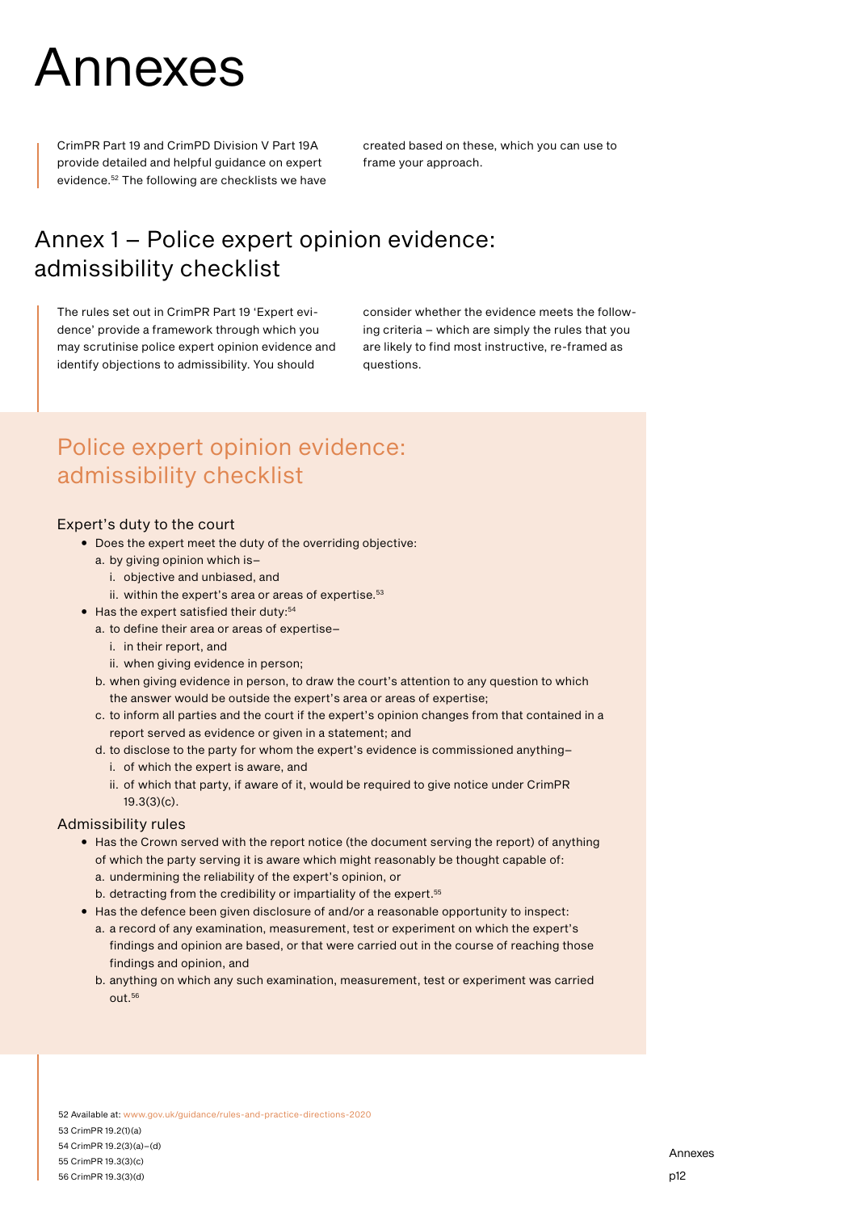# Annexes

CrimPR Part 19 and CrimPD Division V Part 19A provide detailed and helpful guidance on expert evidence.[52] The following are checklists we have created based on these, which you can use to frame your approach.

## Annex 1 – Police expert opinion evidence: admissibility checklist

The rules set out in CrimPR Part 19 'Expert evidence' provide a framework through which you may scrutinise police expert opinion evidence and identify objections to admissibility. You should consider whether the evidence meets the following criteria – which are simply the rules that you are likely to find most instructive, re-framed as questions.

### Police expert opinion evidence: admissibility checklist

#### Expert's duty to the court

- Does the expert meet the duty of the overriding objective:
  a. by giving opinion which is–
     i. objective and unbiased, and
     ii. within the expert's area or areas of expertise.[53]
- Has the expert satisfied their duty:[54]
  a. to define their area or areas of expertise–
     i. in their report, and
     ii. when giving evidence in person;
  b. when giving evidence in person, to draw the court's attention to any question to which the answer would be outside the expert's area or areas of expertise;
  c. to inform all parties and the court if the expert's opinion changes from that contained in a report served as evidence or given in a statement; and
  d. to disclose to the party for whom the expert's evidence is commissioned anything–
     i. of which the expert is aware, and
     ii. of which that party, if aware of it, would be required to give notice under CrimPR 19.3(3)(c).

#### Admissibility rules

- Has the Crown served with the report notice (the document serving the report) of anything of which the party serving it is aware which might reasonably be thought capable of:
  a. undermining the reliability of the expert's opinion, or
  b. detracting from the credibility or impartiality of the expert.[55]
- Has the defence been given disclosure of and/or a reasonable opportunity to inspect:
  a. a record of any examination, measurement, test or experiment on which the expert's findings and opinion are based, or that were carried out in the course of reaching those findings and opinion, and
  b. anything on which any such examination, measurement, test or experiment was carried out.[56]

52 Available at: www.gov.uk/guidance/rules-and-practice-directions-2020
53 CrimPR 19.2(1)(a)
54 CrimPR 19.2(3)(a)–(d)
55 CrimPR 19.3(3)(c)
56 CrimPR 19.3(3)(d)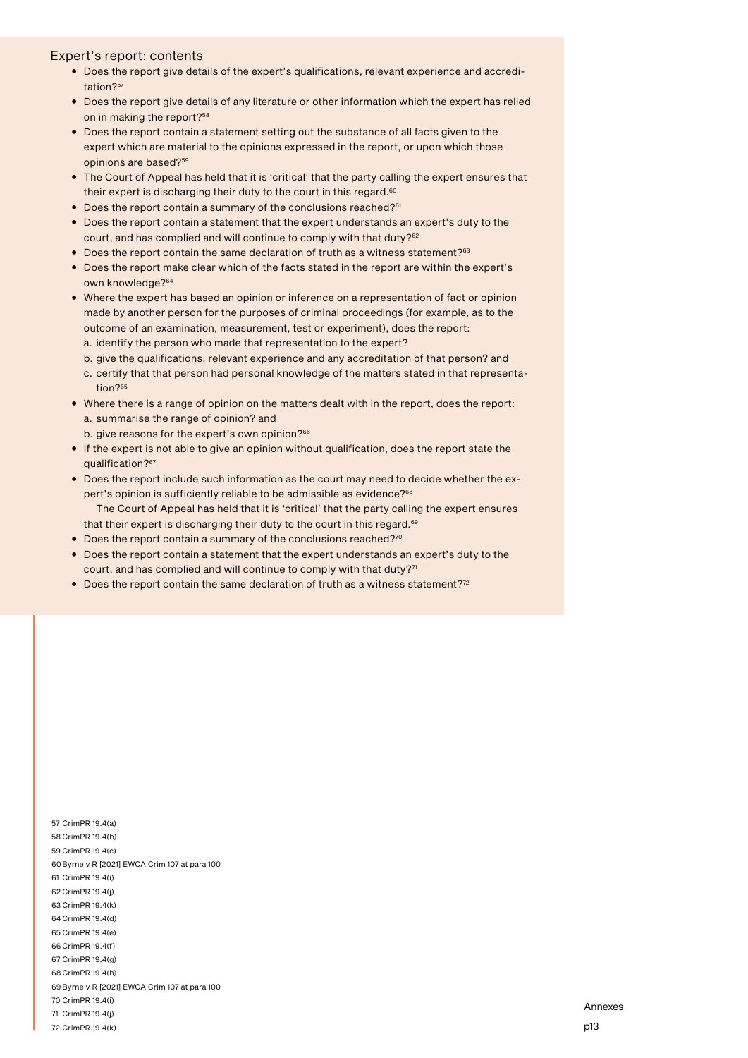### Expert's report: contents

- Does the report give details of the expert's qualifications, relevant experience and accreditation?[57]
- Does the report give details of any literature or other information which the expert has relied on in making the report?[58]
- Does the report contain a statement setting out the substance of all facts given to the expert which are material to the opinions expressed in the report, or upon which those opinions are based?[59]
- The Court of Appeal has held that it is 'critical' that the party calling the expert ensures that their expert is discharging their duty to the court in this regard.[60]
- Does the report contain a summary of the conclusions reached?[61]
- Does the report contain a statement that the expert understands an expert's duty to the court, and has complied and will continue to comply with that duty?[62]
- Does the report contain the same declaration of truth as a witness statement?[63]
- Does the report make clear which of the facts stated in the report are within the expert's own knowledge?[64]
- Where the expert has based an opinion or inference on a representation of fact or opinion made by another person for the purposes of criminal proceedings (for example, as to the outcome of an examination, measurement, test or experiment), does the report:
  a. identify the person who made that representation to the expert?
  b. give the qualifications, relevant experience and any accreditation of that person? and
  c. certify that that person had personal knowledge of the matters stated in that representation?[65]
- Where there is a range of opinion on the matters dealt with in the report, does the report:
  a. summarise the range of opinion? and
  b. give reasons for the expert's own opinion?[66]
- If the expert is not able to give an opinion without qualification, does the report state the qualification?[67]
- Does the report include such information as the court may need to decide whether the expert's opinion is sufficiently reliable to be admissible as evidence?[68]

  The Court of Appeal has held that it is 'critical' that the party calling the expert ensures that their expert is discharging their duty to the court in this regard.[69]
- Does the report contain a summary of the conclusions reached?[70]
- Does the report contain a statement that the expert understands an expert's duty to the court, and has complied and will continue to comply with that duty?[71]
- Does the report contain the same declaration of truth as a witness statement?[72]

57 CrimPR 19.4(a)
58 CrimPR 19.4(b)
59 CrimPR 19.4(c)
60 Byrne v R [2021] EWCA Crim 107 at para 100
61 CrimPR 19.4(i)
62 CrimPR 19.4(j)
63 CrimPR 19.4(k)
64 CrimPR 19.4(d)
65 CrimPR 19.4(e)
66 CrimPR 19.4(f)
67 CrimPR 19.4(g)
68 CrimPR 19.4(h)
69 Byrne v R [2021] EWCA Crim 107 at para 100
70 CrimPR 19.4(i)
71 CrimPR 19.4(j)
72 CrimPR 19.4(k)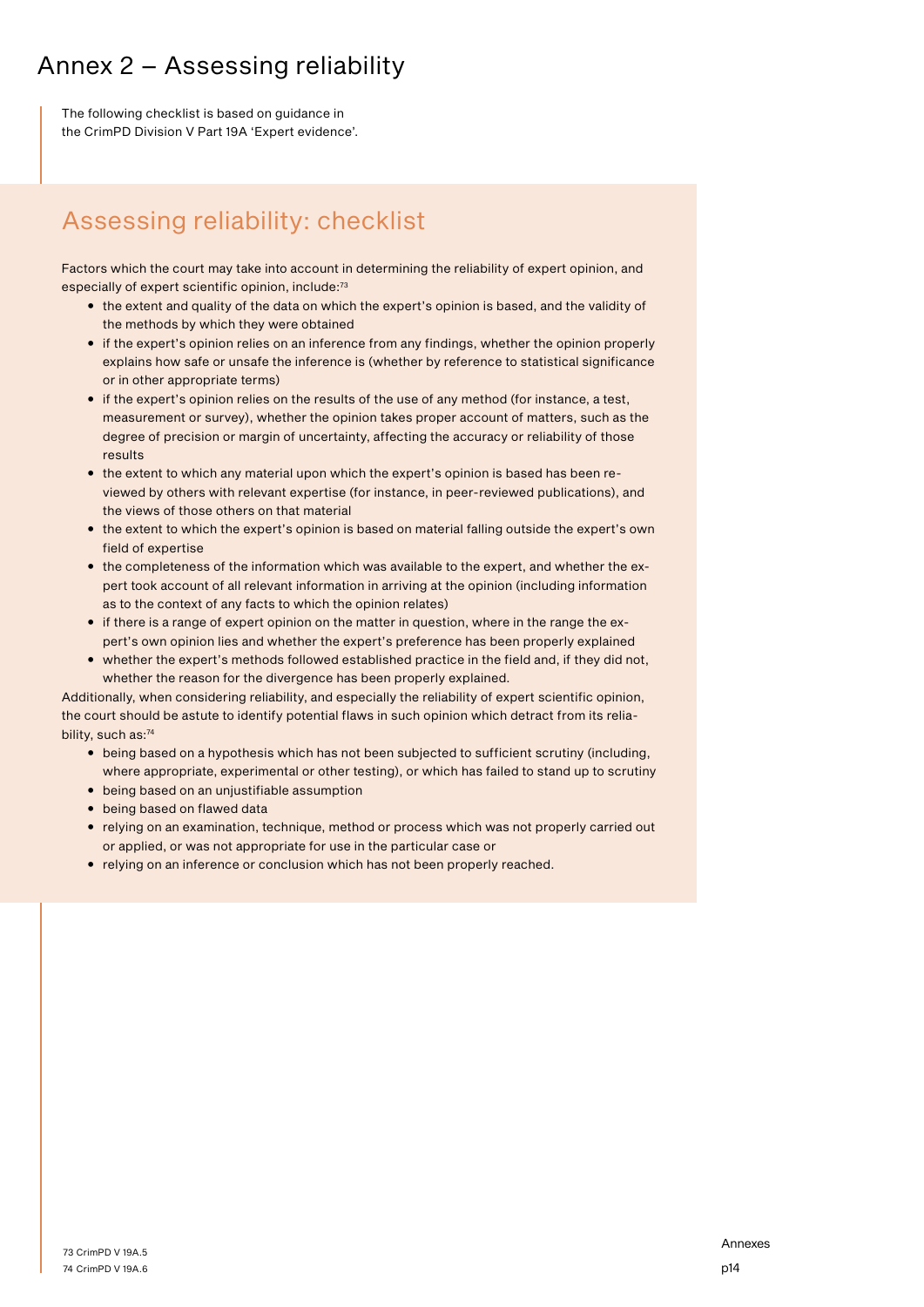# Annex 2 – Assessing reliability

The following checklist is based on guidance in the CrimPD Division V Part 19A 'Expert evidence'.

## Assessing reliability: checklist

Factors which the court may take into account in determining the reliability of expert opinion, and especially of expert scientific opinion, include:[73]

- the extent and quality of the data on which the expert's opinion is based, and the validity of the methods by which they were obtained
- if the expert's opinion relies on an inference from any findings, whether the opinion properly explains how safe or unsafe the inference is (whether by reference to statistical significance or in other appropriate terms)
- if the expert's opinion relies on the results of the use of any method (for instance, a test, measurement or survey), whether the opinion takes proper account of matters, such as the degree of precision or margin of uncertainty, affecting the accuracy or reliability of those results
- the extent to which any material upon which the expert's opinion is based has been reviewed by others with relevant expertise (for instance, in peer-reviewed publications), and the views of those others on that material
- the extent to which the expert's opinion is based on material falling outside the expert's own field of expertise
- the completeness of the information which was available to the expert, and whether the expert took account of all relevant information in arriving at the opinion (including information as to the context of any facts to which the opinion relates)
- if there is a range of expert opinion on the matter in question, where in the range the expert's own opinion lies and whether the expert's preference has been properly explained
- whether the expert's methods followed established practice in the field and, if they did not, whether the reason for the divergence has been properly explained.

Additionally, when considering reliability, and especially the reliability of expert scientific opinion, the court should be astute to identify potential flaws in such opinion which detract from its reliability, such as:[74]

- being based on a hypothesis which has not been subjected to sufficient scrutiny (including, where appropriate, experimental or other testing), or which has failed to stand up to scrutiny
- being based on an unjustifiable assumption
- being based on flawed data
- relying on an examination, technique, method or process which was not properly carried out or applied, or was not appropriate for use in the particular case or
- relying on an inference or conclusion which has not been properly reached.

73 CrimPD V 19A.5
74 CrimPD V 19A.6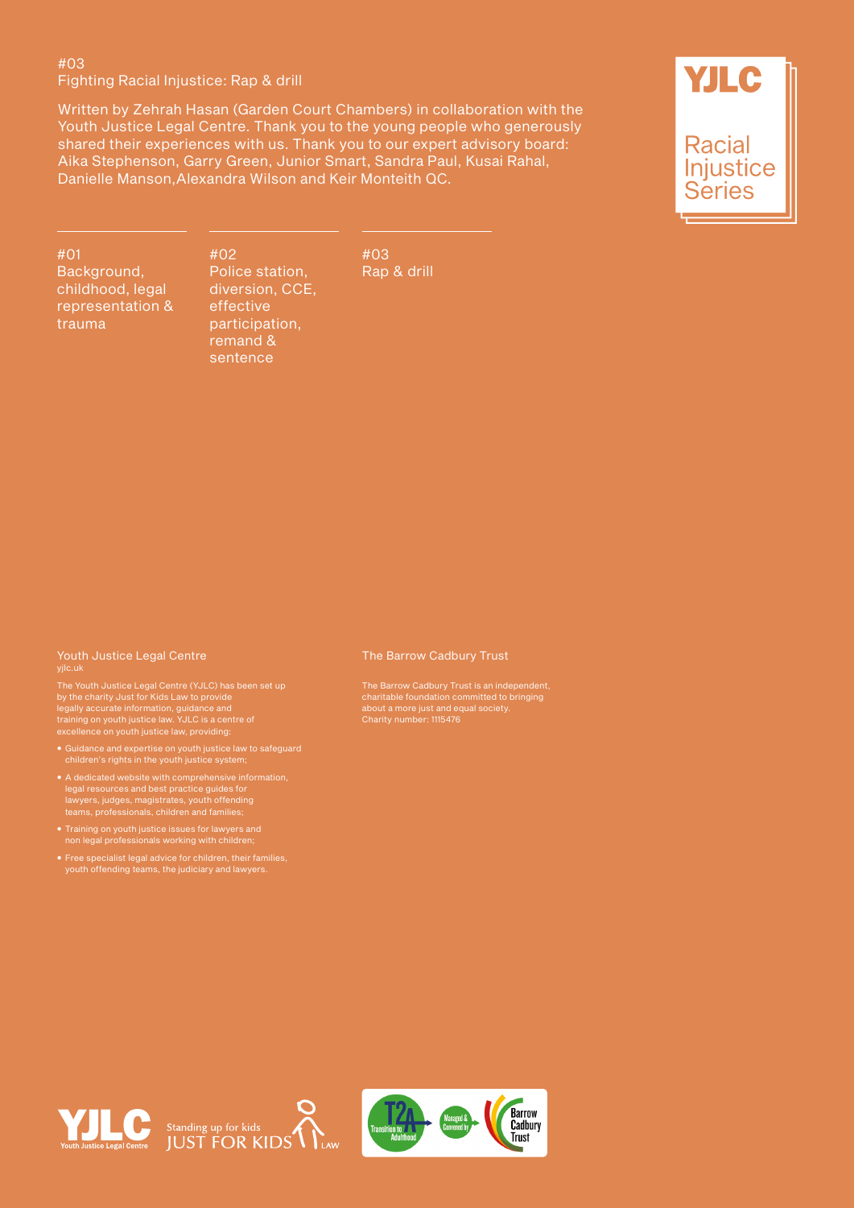#03

Fighting Racial Injustice: Rap & drill

Written by Zehrah Hasan (Garden Court Chambers) in collaboration with the Youth Justice Legal Centre. Thank you to the young people who generously shared their experiences with us. Thank you to our expert advisory board: Aika Stephenson, Garry Green, Junior Smart, Sandra Paul, Kusai Rahal, Danielle Manson, Alexandra Wilson and Keir Monteith QC.

YJLC

Racial Injustice Series

#01
Background, childhood, legal representation & trauma

#02
Police station, diversion, CCE, effective participation, remand & sentence

#03
Rap & drill

### Youth Justice Legal Centre

yjlc.uk

The Youth Justice Legal Centre (YJLC) has been set up by the charity Just for Kids Law to provide legally accurate information, guidance and training on youth justice law. YJLC is a centre of excellence on youth justice law, providing:

- Guidance and expertise on youth justice law to safeguard children's rights in the youth justice system;
- A dedicated website with comprehensive information, legal resources and best practice guides for lawyers, judges, magistrates, youth offending teams, professionals, children and families;
- Training on youth justice issues for lawyers and non legal professionals working with children;
- Free specialist legal advice for children, their families, youth offending teams, the judiciary and lawyers.

### The Barrow Cadbury Trust

The Barrow Cadbury Trust is an independent, charitable foundation committed to bringing about a more just and equal society.
Charity number: 1115476

YJLC Youth Justice Legal Centre

Standing up for kids JUST FOR KIDS LAW

T2A Transition to Adulthood — Managed & Convened by — Barrow Cadbury Trust